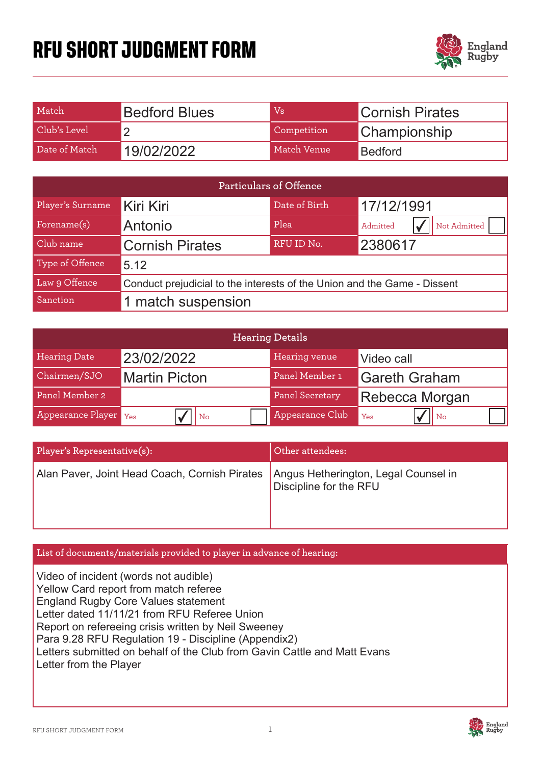# RFU SHORT JUDGMENT FORM

| Match | Bedford Blues | Vs | Cornish Pirates |
|---|---|---|---|
| Club's Level | 2 | Competition | Championship |
| Date of Match | 19/02/2022 | Match Venue | Bedford |

| Particulars of Offence | | | |
|---|---|---|---|
| Player's Surname | Kiri Kiri | Date of Birth | 17/12/1991 |
| Forename(s) | Antonio | Plea | Admitted ✓ / Not Admitted ☐ |
| Club name | Cornish Pirates | RFU ID No. | 2380617 |
| Type of Offence | 5.12 | | |
| Law 9 Offence | Conduct prejudicial to the interests of the Union and the Game - Dissent | | |
| Sanction | 1 match suspension | | |

| Hearing Details | | | |
|---|---|---|---|
| Hearing Date | 23/02/2022 | Hearing venue | Video call |
| Chairmen/SJO | Martin Picton | Panel Member 1 | Gareth Graham |
| Panel Member 2 | | Panel Secretary | Rebecca Morgan |
| Appearance Player | Yes ✓ / No ☐ | Appearance Club | Yes ✓ / No ☐ |

| Player's Representative(s): | Other attendees: |
|---|---|
| Alan Paver, Joint Head Coach, Cornish Pirates | Angus Hetherington, Legal Counsel in Discipline for the RFU |

**List of documents/materials provided to player in advance of hearing:**

Video of incident (words not audible)
Yellow Card report from match referee
England Rugby Core Values statement
Letter dated 11/11/21 from RFU Referee Union
Report on refereeing crisis written by Neil Sweeney
Para 9.28 RFU Regulation 19 - Discipline (Appendix2)
Letters submitted on behalf of the Club from Gavin Cattle and Matt Evans
Letter from the Player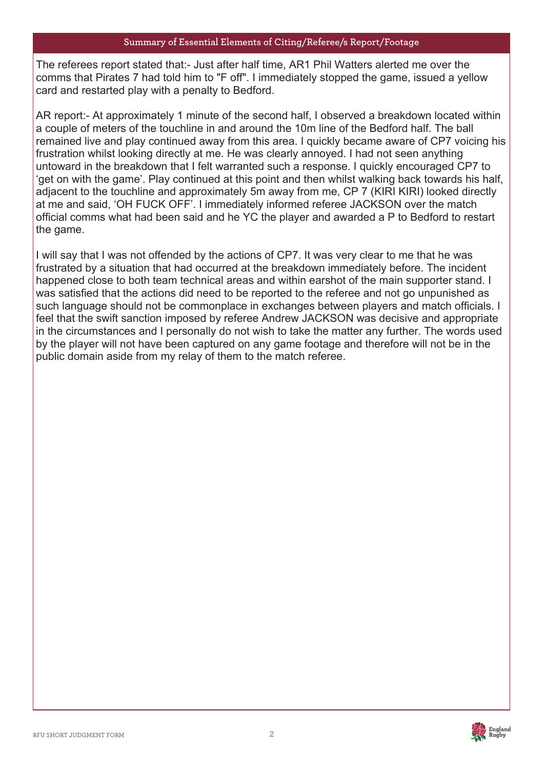## Summary of Essential Elements of Citing/Referee/s Report/Footage

The referees report stated that:- Just after half time, AR1 Phil Watters alerted me over the comms that Pirates 7 had told him to "F off". I immediately stopped the game, issued a yellow card and restarted play with a penalty to Bedford.

AR report:- At approximately 1 minute of the second half, I observed a breakdown located within a couple of meters of the touchline in and around the 10m line of the Bedford half. The ball remained live and play continued away from this area. I quickly became aware of CP7 voicing his frustration whilst looking directly at me. He was clearly annoyed. I had not seen anything untoward in the breakdown that I felt warranted such a response. I quickly encouraged CP7 to 'get on with the game'. Play continued at this point and then whilst walking back towards his half, adjacent to the touchline and approximately 5m away from me, CP 7 (KIRI KIRI) looked directly at me and said, 'OH FUCK OFF'. I immediately informed referee JACKSON over the match official comms what had been said and he YC the player and awarded a P to Bedford to restart the game.

I will say that I was not offended by the actions of CP7. It was very clear to me that he was frustrated by a situation that had occurred at the breakdown immediately before. The incident happened close to both team technical areas and within earshot of the main supporter stand. I was satisfied that the actions did need to be reported to the referee and not go unpunished as such language should not be commonplace in exchanges between players and match officials. I feel that the swift sanction imposed by referee Andrew JACKSON was decisive and appropriate in the circumstances and I personally do not wish to take the matter any further. The words used by the player will not have been captured on any game footage and therefore will not be in the public domain aside from my relay of them to the match referee.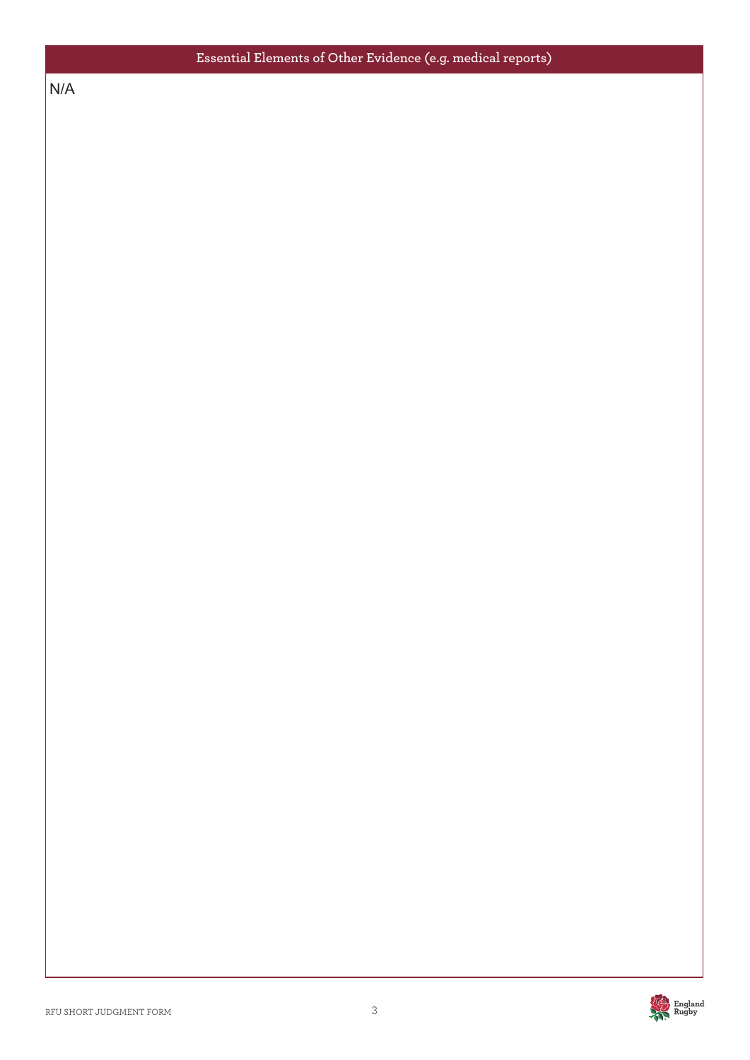## Essential Elements of Other Evidence (e.g. medical reports)

N/A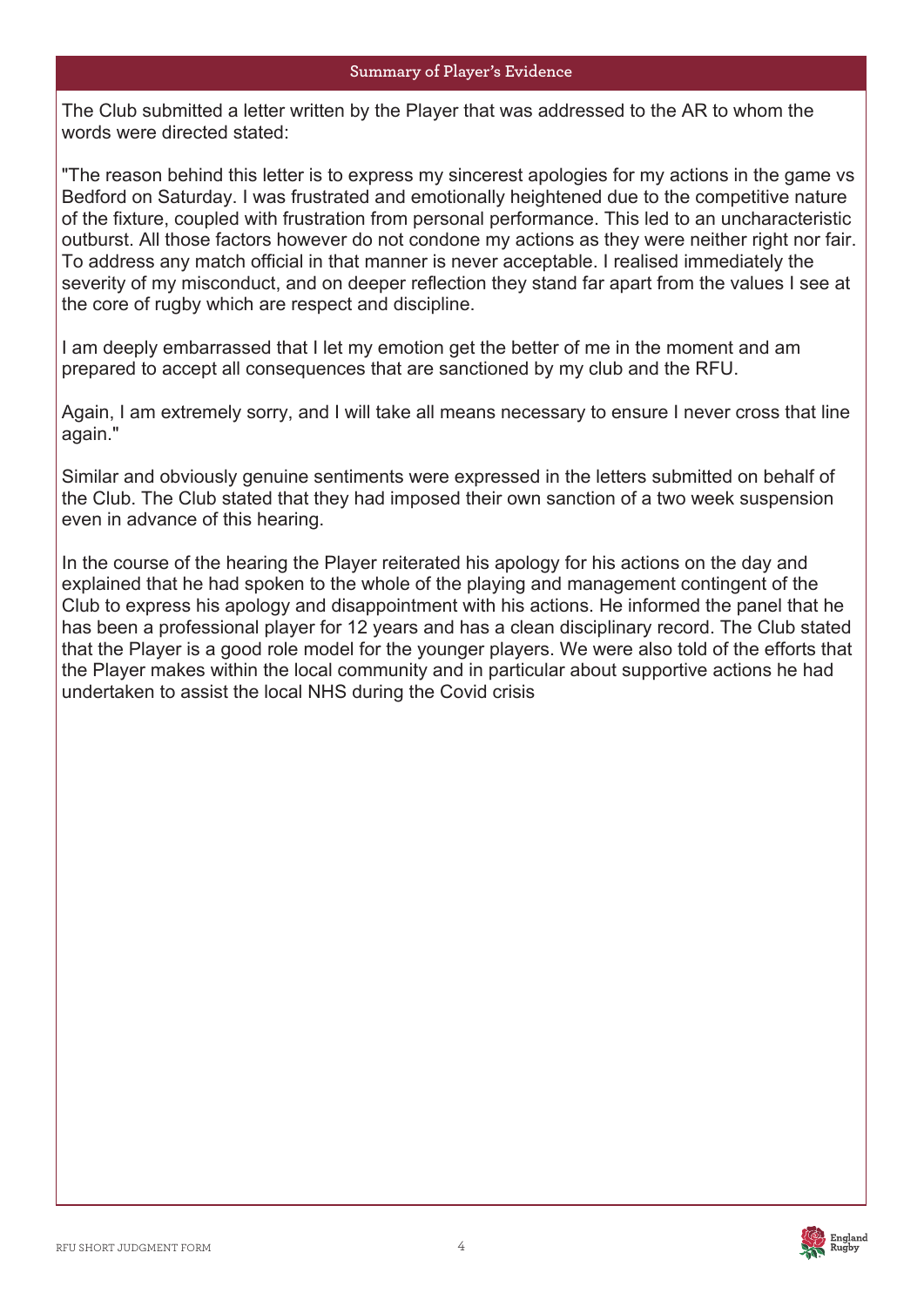## Summary of Player's Evidence

The Club submitted a letter written by the Player that was addressed to the AR to whom the words were directed stated:

"The reason behind this letter is to express my sincerest apologies for my actions in the game vs Bedford on Saturday. I was frustrated and emotionally heightened due to the competitive nature of the fixture, coupled with frustration from personal performance. This led to an uncharacteristic outburst. All those factors however do not condone my actions as they were neither right nor fair. To address any match official in that manner is never acceptable. I realised immediately the severity of my misconduct, and on deeper reflection they stand far apart from the values I see at the core of rugby which are respect and discipline.

I am deeply embarrassed that I let my emotion get the better of me in the moment and am prepared to accept all consequences that are sanctioned by my club and the RFU.

Again, I am extremely sorry, and I will take all means necessary to ensure I never cross that line again."

Similar and obviously genuine sentiments were expressed in the letters submitted on behalf of the Club. The Club stated that they had imposed their own sanction of a two week suspension even in advance of this hearing.

In the course of the hearing the Player reiterated his apology for his actions on the day and explained that he had spoken to the whole of the playing and management contingent of the Club to express his apology and disappointment with his actions. He informed the panel that he has been a professional player for 12 years and has a clean disciplinary record. The Club stated that the Player is a good role model for the younger players. We were also told of the efforts that the Player makes within the local community and in particular about supportive actions he had undertaken to assist the local NHS during the Covid crisis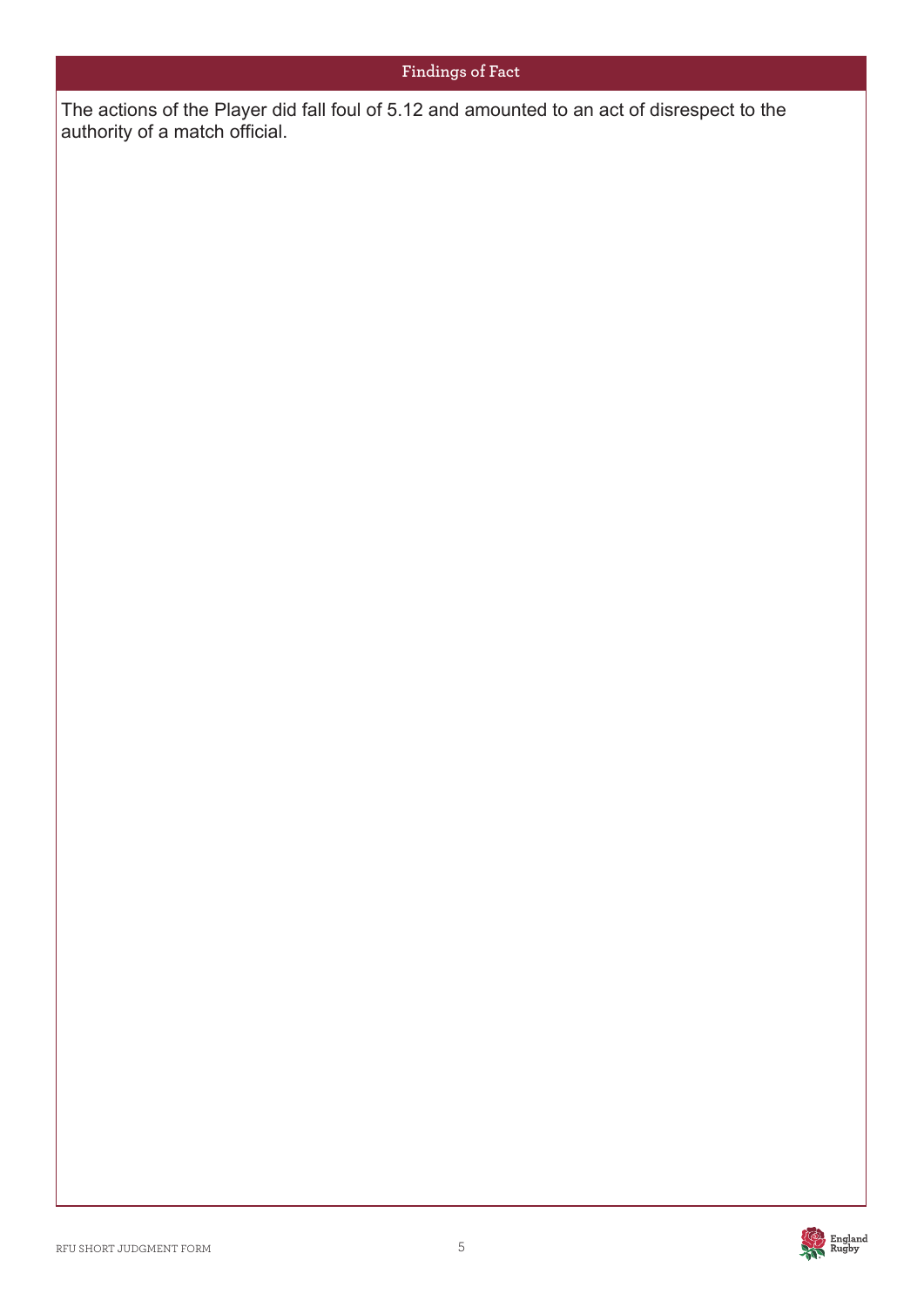## Findings of Fact

The actions of the Player did fall foul of 5.12 and amounted to an act of disrespect to the authority of a match official.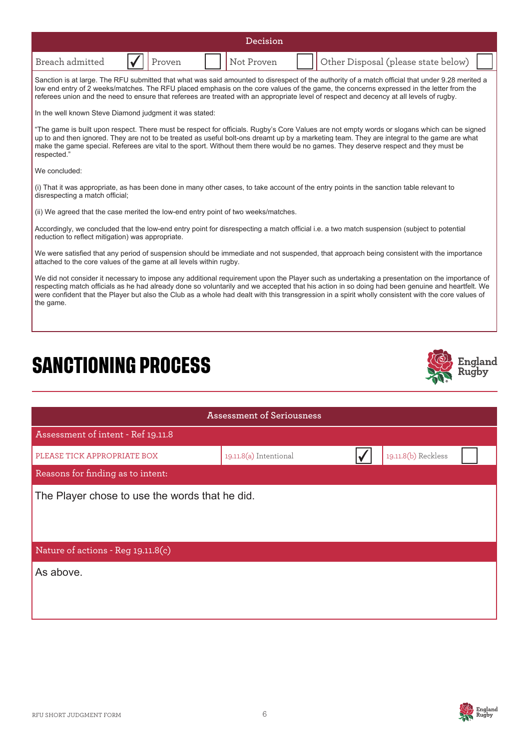## Decision

| Breach admitted | ✓ | Proven | | Not Proven | | Other Disposal (please state below) | |
|---|---|---|---|---|---|---|---|

Sanction is at large. The RFU submitted that what was said amounted to disrespect of the authority of a match official that under 9.28 merited a low end entry of 2 weeks/matches. The RFU placed emphasis on the core values of the game, the concerns expressed in the letter from the referees union and the need to ensure that referees are treated with an appropriate level of respect and decency at all levels of rugby.

In the well known Steve Diamond judgment it was stated:

"The game is built upon respect. There must be respect for officials. Rugby's Core Values are not empty words or slogans which can be signed up to and then ignored. They are not to be treated as useful bolt-ons dreamt up by a marketing team. They are integral to the game are what make the game special. Referees are vital to the sport. Without them there would be no games. They deserve respect and they must be respected."

We concluded:

(i) That it was appropriate, as has been done in many other cases, to take account of the entry points in the sanction table relevant to disrespecting a match official;

(ii) We agreed that the case merited the low-end entry point of two weeks/matches.

Accordingly, we concluded that the low-end entry point for disrespecting a match official i.e. a two match suspension (subject to potential reduction to reflect mitigation) was appropriate.

We were satisfied that any period of suspension should be immediate and not suspended, that approach being consistent with the importance attached to the core values of the game at all levels within rugby.

We did not consider it necessary to impose any additional requirement upon the Player such as undertaking a presentation on the importance of respecting match officials as he had already done so voluntarily and we accepted that his action in so doing had been genuine and heartfelt. We were confident that the Player but also the Club as a whole had dealt with this transgression in a spirit wholly consistent with the core values of the game.

# SANCTIONING PROCESS

## Assessment of Seriousness

### Assessment of intent - Ref 19.11.8

| PLEASE TICK APPROPRIATE BOX | 19.11.8(a) Intentional | ✓ | 19.11.8(b) Reckless | |
|---|---|---|---|---|

### Reasons for finding as to intent:

The Player chose to use the words that he did.

### Nature of actions - Reg 19.11.8(c)

As above.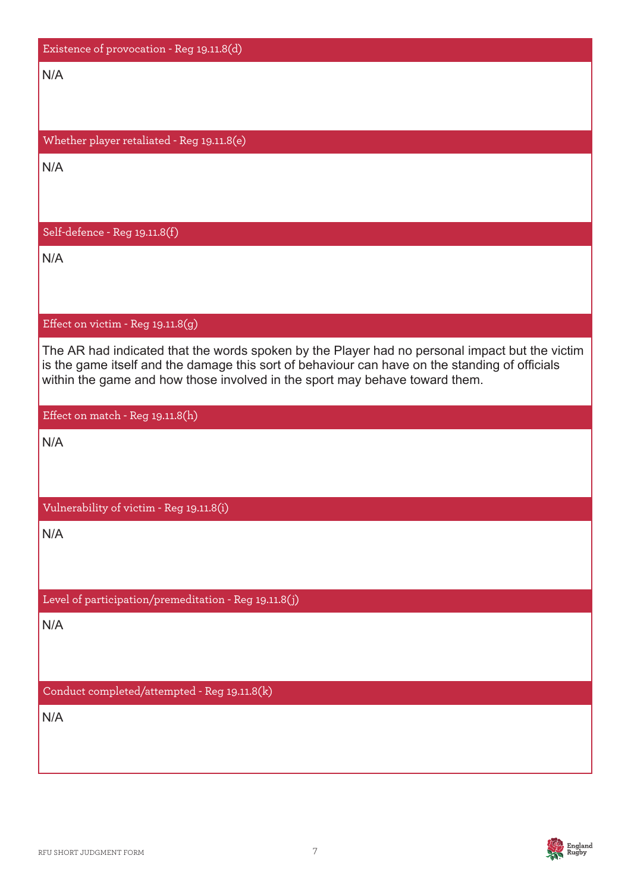## Existence of provocation - Reg 19.11.8(d)

N/A

## Whether player retaliated - Reg 19.11.8(e)

N/A

## Self-defence - Reg 19.11.8(f)

N/A

## Effect on victim - Reg 19.11.8(g)

The AR had indicated that the words spoken by the Player had no personal impact but the victim is the game itself and the damage this sort of behaviour can have on the standing of officials within the game and how those involved in the sport may behave toward them.

## Effect on match - Reg 19.11.8(h)

N/A

## Vulnerability of victim - Reg 19.11.8(i)

N/A

## Level of participation/premeditation - Reg 19.11.8(j)

N/A

## Conduct completed/attempted - Reg 19.11.8(k)

N/A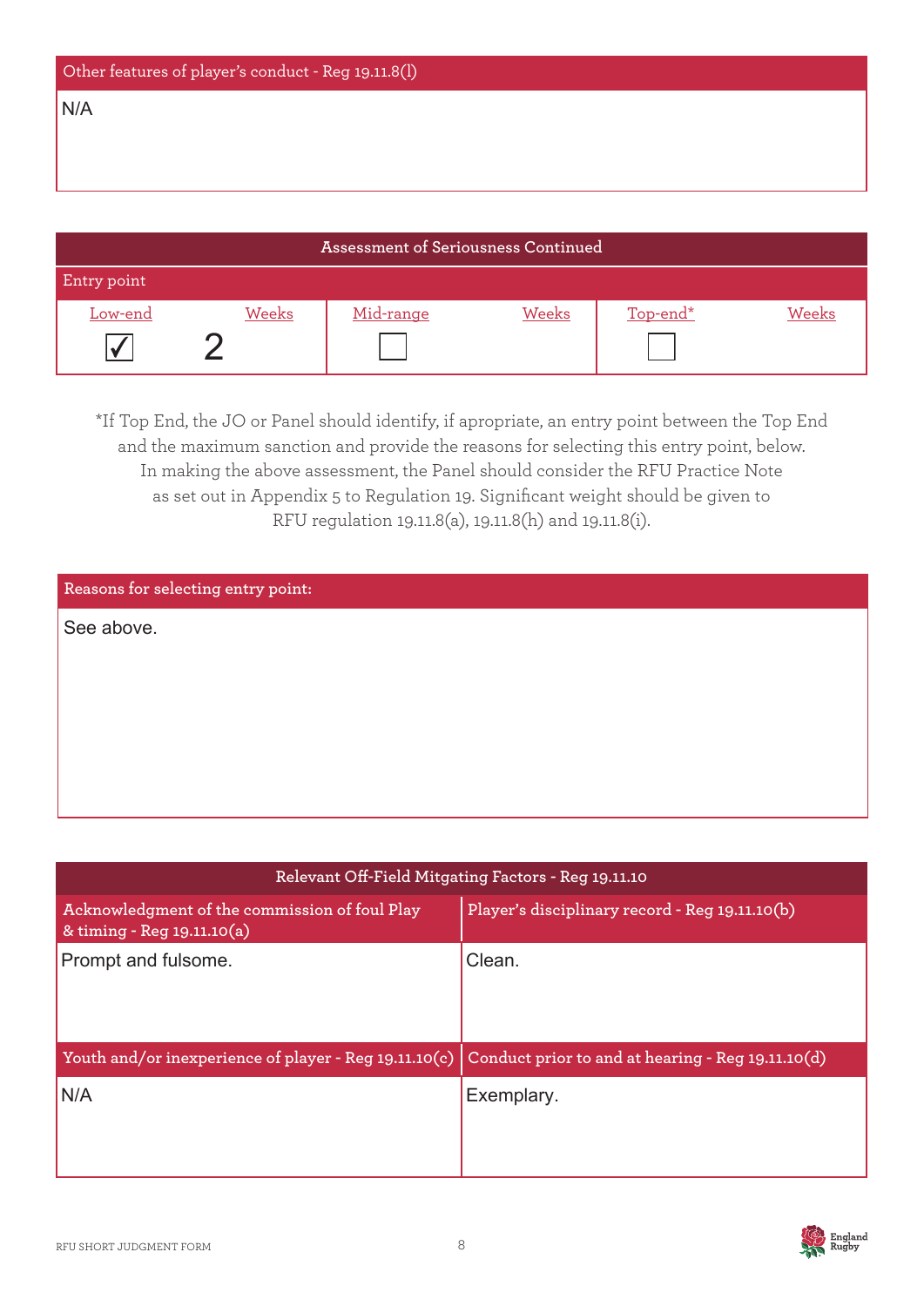| Other features of player's conduct - Reg 19.11.8(l) |
| --- |
| N/A |

| Assessment of Seriousness Continued | | | | | |
| --- | --- | --- | --- | --- | --- |
| Entry point | | | | | |
| Low-end | Weeks | Mid-range | Weeks | Top-end* | Weeks |
| ☑ | 2 | ☐ | | ☐ | |

*If Top End, the JO or Panel should identify, if apropriate, an entry point between the Top End and the maximum sanction and provide the reasons for selecting this entry point, below. In making the above assessment, the Panel should consider the RFU Practice Note as set out in Appendix 5 to Regulation 19. Significant weight should be given to RFU regulation 19.11.8(a), 19.11.8(h) and 19.11.8(i).

| Reasons for selecting entry point: |
| --- |
| See above. |

| Relevant Off-Field Mitgating Factors - Reg 19.11.10 | |
| --- | --- |
| Acknowledgment of the commission of foul Play & timing - Reg 19.11.10(a) | Player's disciplinary record - Reg 19.11.10(b) |
| Prompt and fulsome. | Clean. |
| Youth and/or inexperience of player - Reg 19.11.10(c) | Conduct prior to and at hearing - Reg 19.11.10(d) |
| N/A | Exemplary. |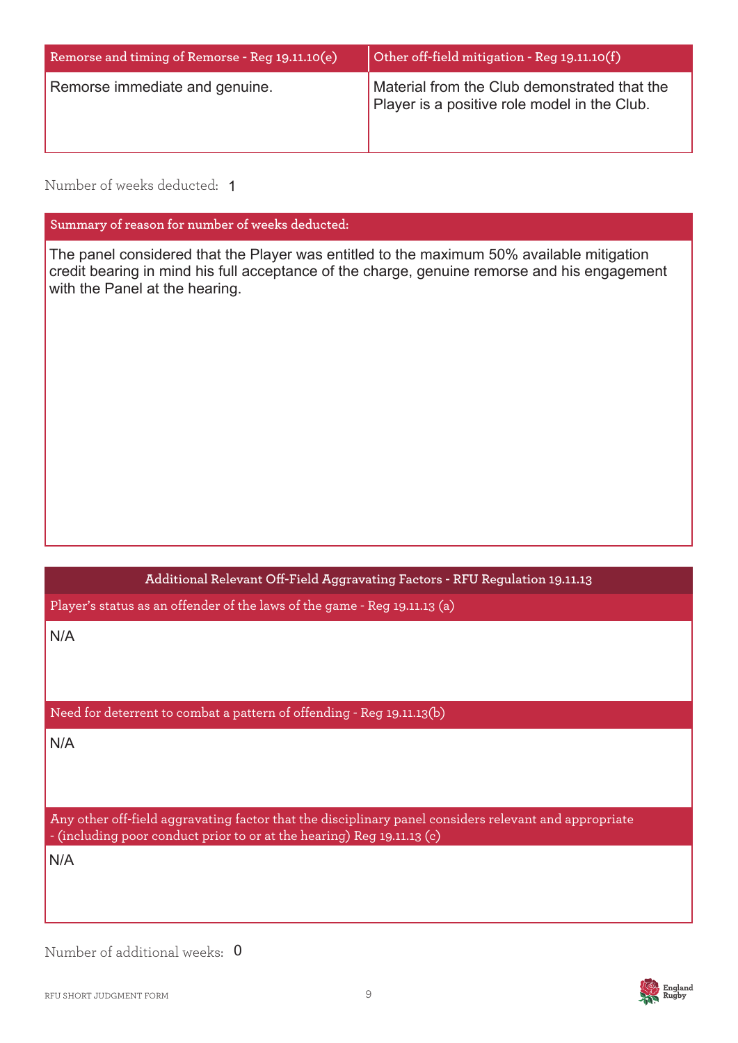| Remorse and timing of Remorse - Reg 19.11.10(e) | Other off-field mitigation - Reg 19.11.10(f) |
| --- | --- |
| Remorse immediate and genuine. | Material from the Club demonstrated that the Player is a positive role model in the Club. |

Number of weeks deducted: 1

| Summary of reason for number of weeks deducted: |
| --- |
| The panel considered that the Player was entitled to the maximum 50% available mitigation credit bearing in mind his full acceptance of the charge, genuine remorse and his engagement with the Panel at the hearing. |

| Additional Relevant Off-Field Aggravating Factors - RFU Regulation 19.11.13 |
| --- |
| Player's status as an offender of the laws of the game - Reg 19.11.13 (a) |
| N/A |
| Need for deterrent to combat a pattern of offending - Reg 19.11.13(b) |
| N/A |
| Any other off-field aggravating factor that the disciplinary panel considers relevant and appropriate - (including poor conduct prior to or at the hearing) Reg 19.11.13 (c) |
| N/A |

Number of additional weeks: 0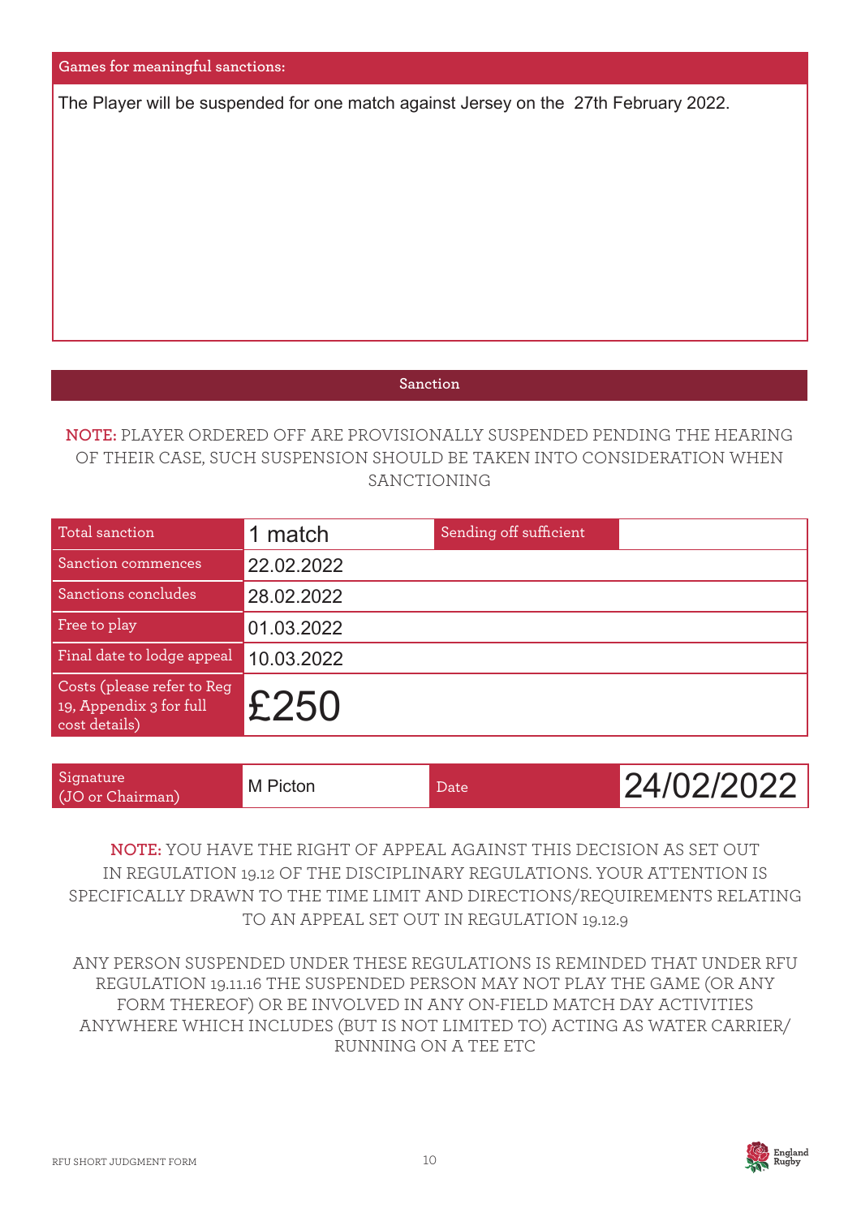**Games for meaningful sanctions:**

The Player will be suspended for one match against Jersey on the 27th February 2022.

## Sanction

**NOTE:** PLAYER ORDERED OFF ARE PROVISIONALLY SUSPENDED PENDING THE HEARING OF THEIR CASE, SUCH SUSPENSION SHOULD BE TAKEN INTO CONSIDERATION WHEN SANCTIONING

| | | | |
|---|---|---|---|
| Total sanction | 1 match | Sending off sufficient | |
| Sanction commences | 22.02.2022 | | |
| Sanctions concludes | 28.02.2022 | | |
| Free to play | 01.03.2022 | | |
| Final date to lodge appeal | 10.03.2022 | | |
| Costs (please refer to Reg 19, Appendix 3 for full cost details) | £250 | | |

| | | | |
|---|---|---|---|
| Signature (JO or Chairman) | M Picton | Date | 24/02/2022 |

**NOTE:** YOU HAVE THE RIGHT OF APPEAL AGAINST THIS DECISION AS SET OUT IN REGULATION 19.12 OF THE DISCIPLINARY REGULATIONS. YOUR ATTENTION IS SPECIFICALLY DRAWN TO THE TIME LIMIT AND DIRECTIONS/REQUIREMENTS RELATING TO AN APPEAL SET OUT IN REGULATION 19.12.9

ANY PERSON SUSPENDED UNDER THESE REGULATIONS IS REMINDED THAT UNDER RFU REGULATION 19.11.16 THE SUSPENDED PERSON MAY NOT PLAY THE GAME (OR ANY FORM THEREOF) OR BE INVOLVED IN ANY ON-FIELD MATCH DAY ACTIVITIES ANYWHERE WHICH INCLUDES (BUT IS NOT LIMITED TO) ACTING AS WATER CARRIER/ RUNNING ON A TEE ETC